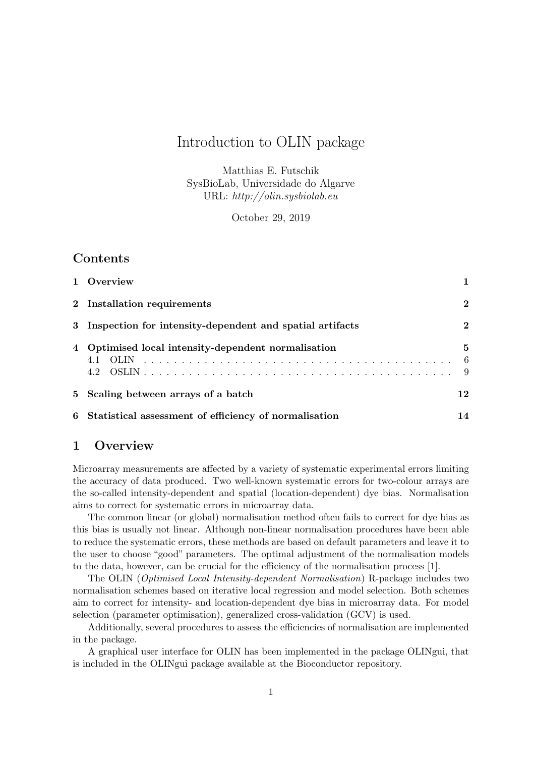# Introduction to OLIN package

Matthias E. Futschik
SysBioLab, Universidade do Algarve
URL: *http://olin.sysbiolab.eu*

October 29, 2019

## Contents

| | | |
|---|---|---|
| **1** | **Overview** | **1** |
| **2** | **Installation requirements** | **2** |
| **3** | **Inspection for intensity-dependent and spatial artifacts** | **2** |
| **4** | **Optimised local intensity-dependent normalisation** | **5** |
| 4.1 | OLIN | 6 |
| 4.2 | OSLIN | 9 |
| **5** | **Scaling between arrays of a batch** | **12** |
| **6** | **Statistical assessment of efficiency of normalisation** | **14** |

## 1 Overview

Microarray measurements are affected by a variety of systematic experimental errors limiting the accuracy of data produced. Two well-known systematic errors for two-colour arrays are the so-called intensity-dependent and spatial (location-dependent) dye bias. Normalisation aims to correct for systematic errors in microarray data.

The common linear (or global) normalisation method often fails to correct for dye bias as this bias is usually not linear. Although non-linear normalisation procedures have been able to reduce the systematic errors, these methods are based on default parameters and leave it to the user to choose "good" parameters. The optimal adjustment of the normalisation models to the data, however, can be crucial for the efficiency of the normalisation process [1].

The OLIN (*Optimised Local Intensity-dependent Normalisation*) R-package includes two normalisation schemes based on iterative local regression and model selection. Both schemes aim to correct for intensity- and location-dependent dye bias in microarray data. For model selection (parameter optimisation), generalized cross-validation (GCV) is used.

Additionally, several procedures to assess the efficiencies of normalisation are implemented in the package.

A graphical user interface for OLIN has been implemented in the package OLINgui, that is included in the OLINgui package available at the Bioconductor repository.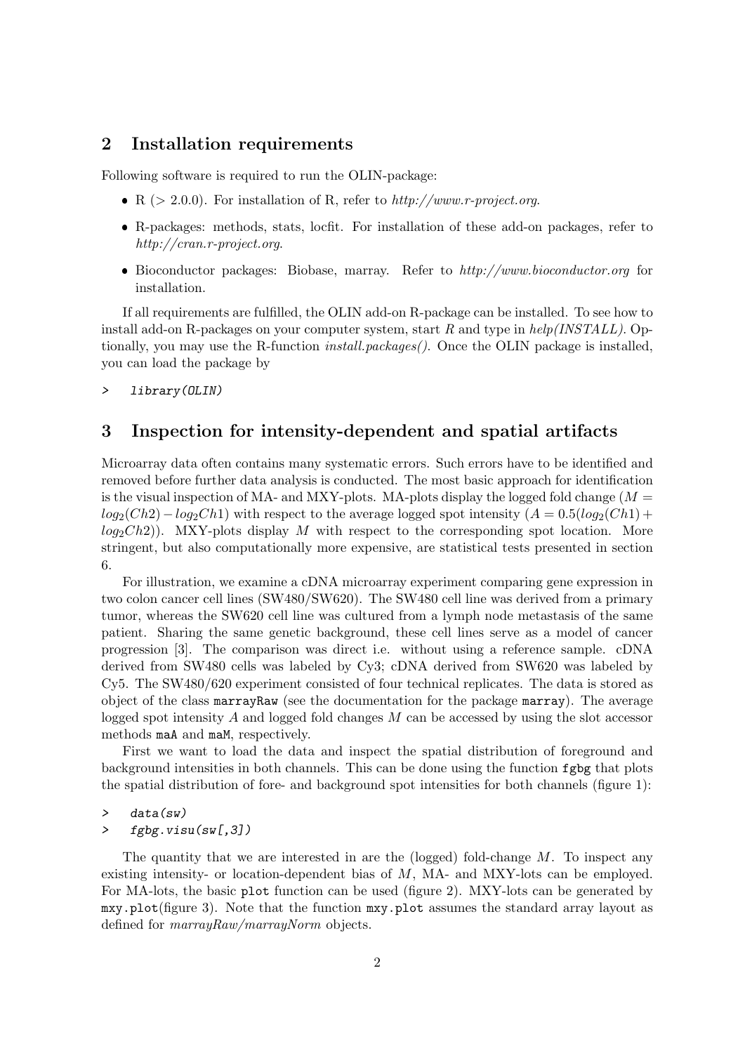## 2 Installation requirements

Following software is required to run the OLIN-package:

- R (> 2.0.0). For installation of R, refer to *http://www.r-project.org*.
- R-packages: methods, stats, locfit. For installation of these add-on packages, refer to *http://cran.r-project.org*.
- Bioconductor packages: Biobase, marray. Refer to *http://www.bioconductor.org* for installation.

If all requirements are fulfilled, the OLIN add-on R-package can be installed. To see how to install add-on R-packages on your computer system, start *R* and type in *help(INSTALL)*. Optionally, you may use the R-function *install.packages()*. Once the OLIN package is installed, you can load the package by

```
>   library(OLIN)
```

## 3 Inspection for intensity-dependent and spatial artifacts

Microarray data often contains many systematic errors. Such errors have to be identified and removed before further data analysis is conducted. The most basic approach for identification is the visual inspection of MA- and MXY-plots. MA-plots display the logged fold change ($M = log_2(Ch2) - log_2 Ch1$) with respect to the average logged spot intensity ($A = 0.5(log_2(Ch1) + log_2 Ch2)$). MXY-plots display $M$ with respect to the corresponding spot location. More stringent, but also computationally more expensive, are statistical tests presented in section 6.

For illustration, we examine a cDNA microarray experiment comparing gene expression in two colon cancer cell lines (SW480/SW620). The SW480 cell line was derived from a primary tumor, whereas the SW620 cell line was cultured from a lymph node metastasis of the same patient. Sharing the same genetic background, these cell lines serve as a model of cancer progression [3]. The comparison was direct i.e. without using a reference sample. cDNA derived from SW480 cells was labeled by Cy3; cDNA derived from SW620 was labeled by Cy5. The SW480/620 experiment consisted of four technical replicates. The data is stored as object of the class `marrayRaw` (see the documentation for the package `marray`). The average logged spot intensity $A$ and logged fold changes $M$ can be accessed by using the slot accessor methods `maA` and `maM`, respectively.

First we want to load the data and inspect the spatial distribution of foreground and background intensities in both channels. This can be done using the function `fgbg` that plots the spatial distribution of fore- and background spot intensities for both channels (figure 1):

```
>   data(sw)
>   fgbg.visu(sw[,3])
```

The quantity that we are interested in are the (logged) fold-change $M$. To inspect any existing intensity- or location-dependent bias of $M$, MA- and MXY-lots can be employed. For MA-lots, the basic `plot` function can be used (figure 2). MXY-lots can be generated by `mxy.plot`(figure 3). Note that the function `mxy.plot` assumes the standard array layout as defined for *marrayRaw/marrayNorm* objects.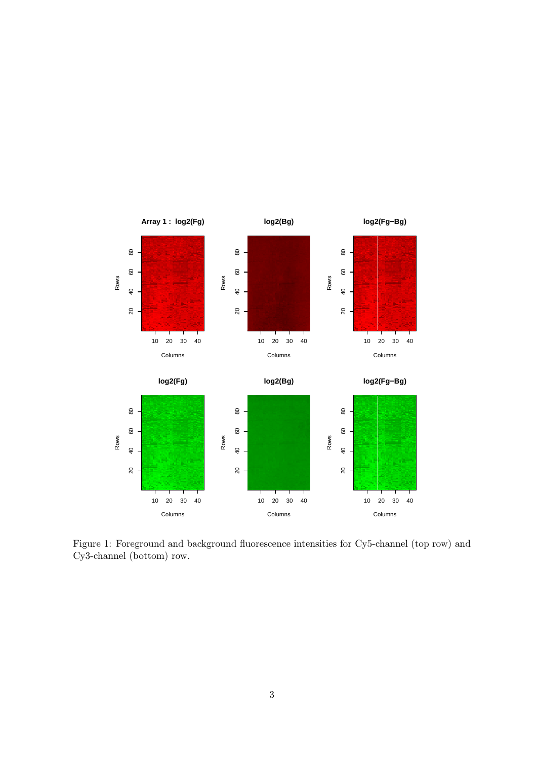Figure 1: Foreground and background fluorescence intensities for Cy5-channel (top row) and Cy3-channel (bottom) row.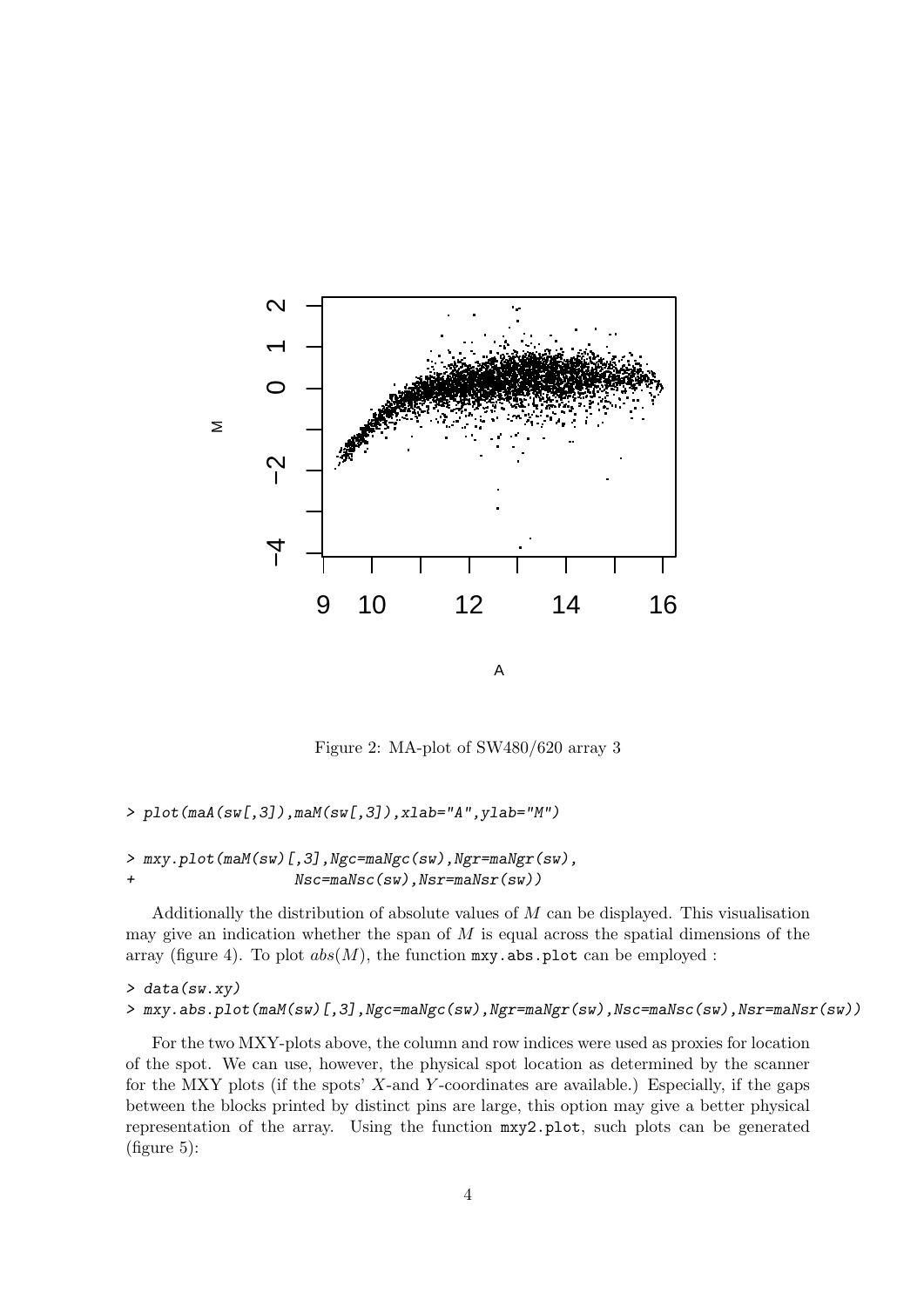Figure 2: MA-plot of SW480/620 array 3

```
> plot(maA(sw[,3]),maM(sw[,3]),xlab="A",ylab="M")
```

```
> mxy.plot(maM(sw)[,3],Ngc=maNgc(sw),Ngr=maNgr(sw),
+                  Nsc=maNsc(sw),Nsr=maNsr(sw))
```

Additionally the distribution of absolute values of $M$ can be displayed. This visualisation may give an indication whether the span of $M$ is equal across the spatial dimensions of the array (figure 4). To plot $abs(M)$, the function `mxy.abs.plot` can be employed :

```
> data(sw.xy)
> mxy.abs.plot(maM(sw)[,3],Ngc=maNgc(sw),Ngr=maNgr(sw),Nsc=maNsc(sw),Nsr=maNsr(sw))
```

For the two MXY-plots above, the column and row indices were used as proxies for location of the spot. We can use, however, the physical spot location as determined by the scanner for the MXY plots (if the spots' $X$-and $Y$-coordinates are available.) Especially, if the gaps between the blocks printed by distinct pins are large, this option may give a better physical representation of the array. Using the function `mxy2.plot`, such plots can be generated (figure 5):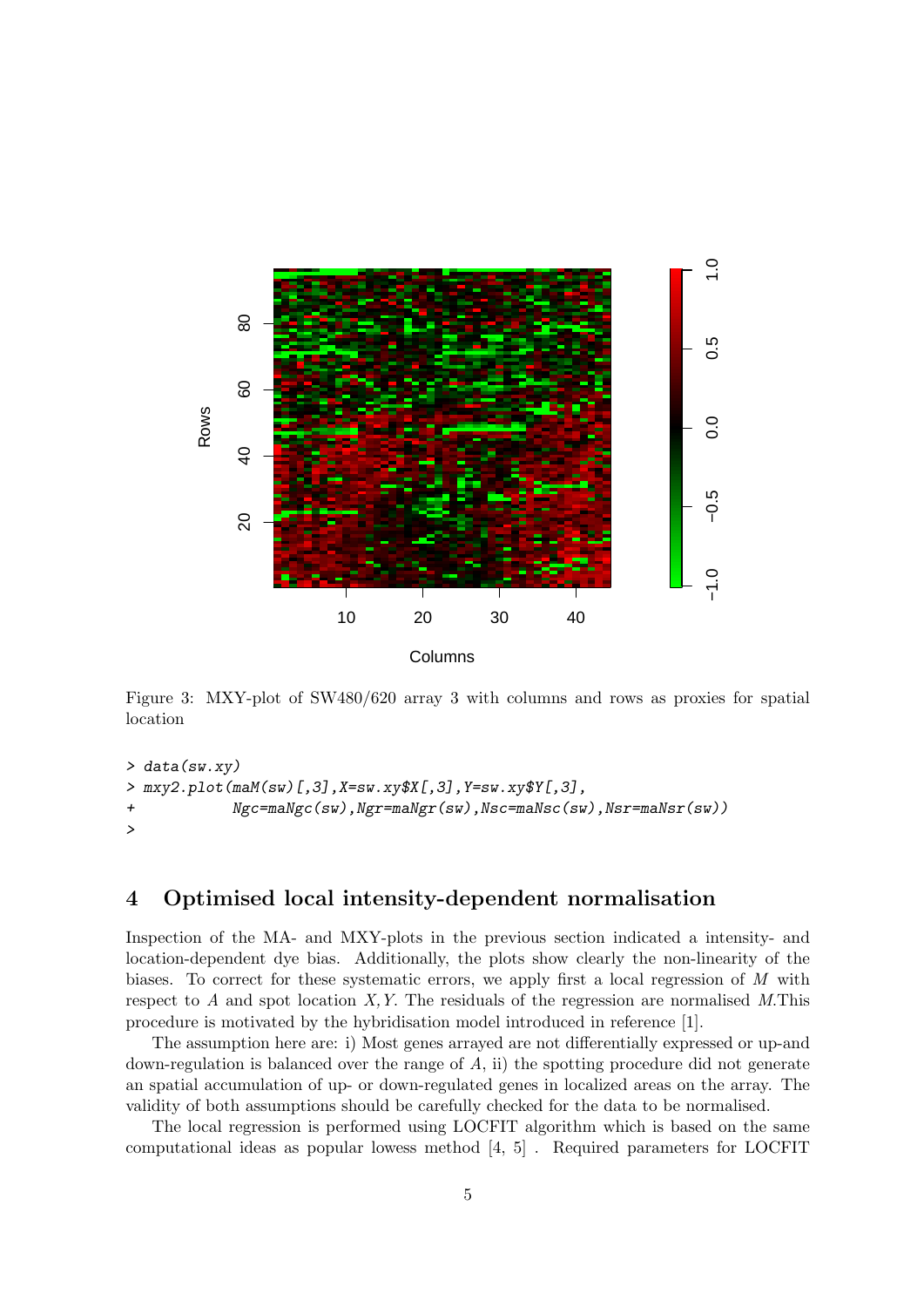Figure 3: MXY-plot of SW480/620 array 3 with columns and rows as proxies for spatial location

```
> data(sw.xy)
> mxy2.plot(maM(sw)[,3],X=sw.xy$X[,3],Y=sw.xy$Y[,3],
+           Ngc=maNgc(sw),Ngr=maNgr(sw),Nsc=maNsc(sw),Nsr=maNsr(sw))
>
```

## 4 Optimised local intensity-dependent normalisation

Inspection of the MA- and MXY-plots in the previous section indicated a intensity- and location-dependent dye bias. Additionally, the plots show clearly the non-linearity of the biases. To correct for these systematic errors, we apply first a local regression of $M$ with respect to $A$ and spot location $X, Y$. The residuals of the regression are normalised $M$.This procedure is motivated by the hybridisation model introduced in reference [1].

The assumption here are: i) Most genes arrayed are not differentially expressed or up-and down-regulation is balanced over the range of $A$, ii) the spotting procedure did not generate an spatial accumulation of up- or down-regulated genes in localized areas on the array. The validity of both assumptions should be carefully checked for the data to be normalised.

The local regression is performed using LOCFIT algorithm which is based on the same computational ideas as popular lowess method [4, 5] . Required parameters for LOCFIT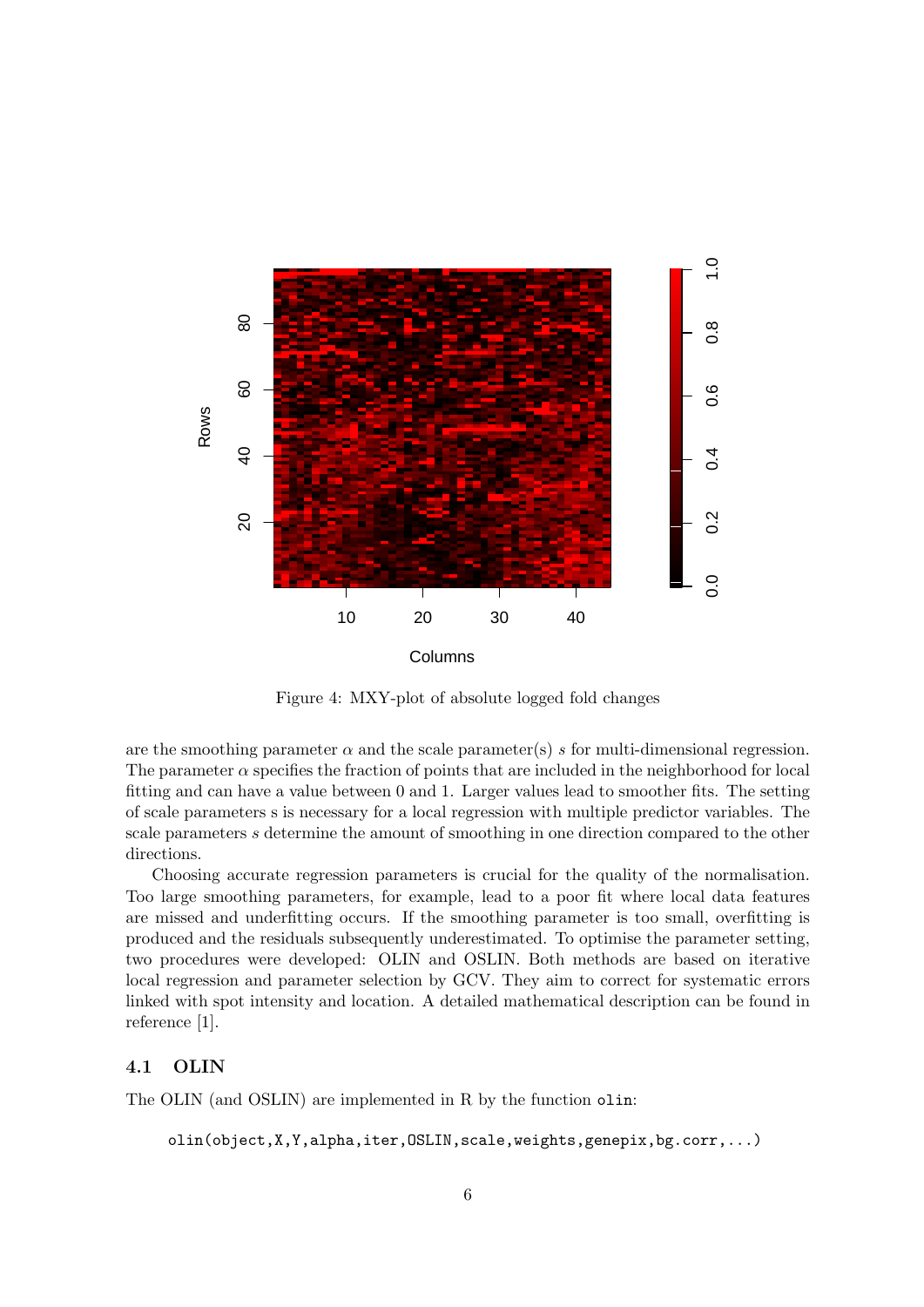Figure 4: MXY-plot of absolute logged fold changes

are the smoothing parameter $\alpha$ and the scale parameter(s) $s$ for multi-dimensional regression. The parameter $\alpha$ specifies the fraction of points that are included in the neighborhood for local fitting and can have a value between 0 and 1. Larger values lead to smoother fits. The setting of scale parameters s is necessary for a local regression with multiple predictor variables. The scale parameters $s$ determine the amount of smoothing in one direction compared to the other directions.

Choosing accurate regression parameters is crucial for the quality of the normalisation. Too large smoothing parameters, for example, lead to a poor fit where local data features are missed and underfitting occurs. If the smoothing parameter is too small, overfitting is produced and the residuals subsequently underestimated. To optimise the parameter setting, two procedures were developed: OLIN and OSLIN. Both methods are based on iterative local regression and parameter selection by GCV. They aim to correct for systematic errors linked with spot intensity and location. A detailed mathematical description can be found in reference [1].

### 4.1 OLIN

The OLIN (and OSLIN) are implemented in R by the function `olin`:

```
olin(object,X,Y,alpha,iter,OSLIN,scale,weights,genepix,bg.corr,...)
```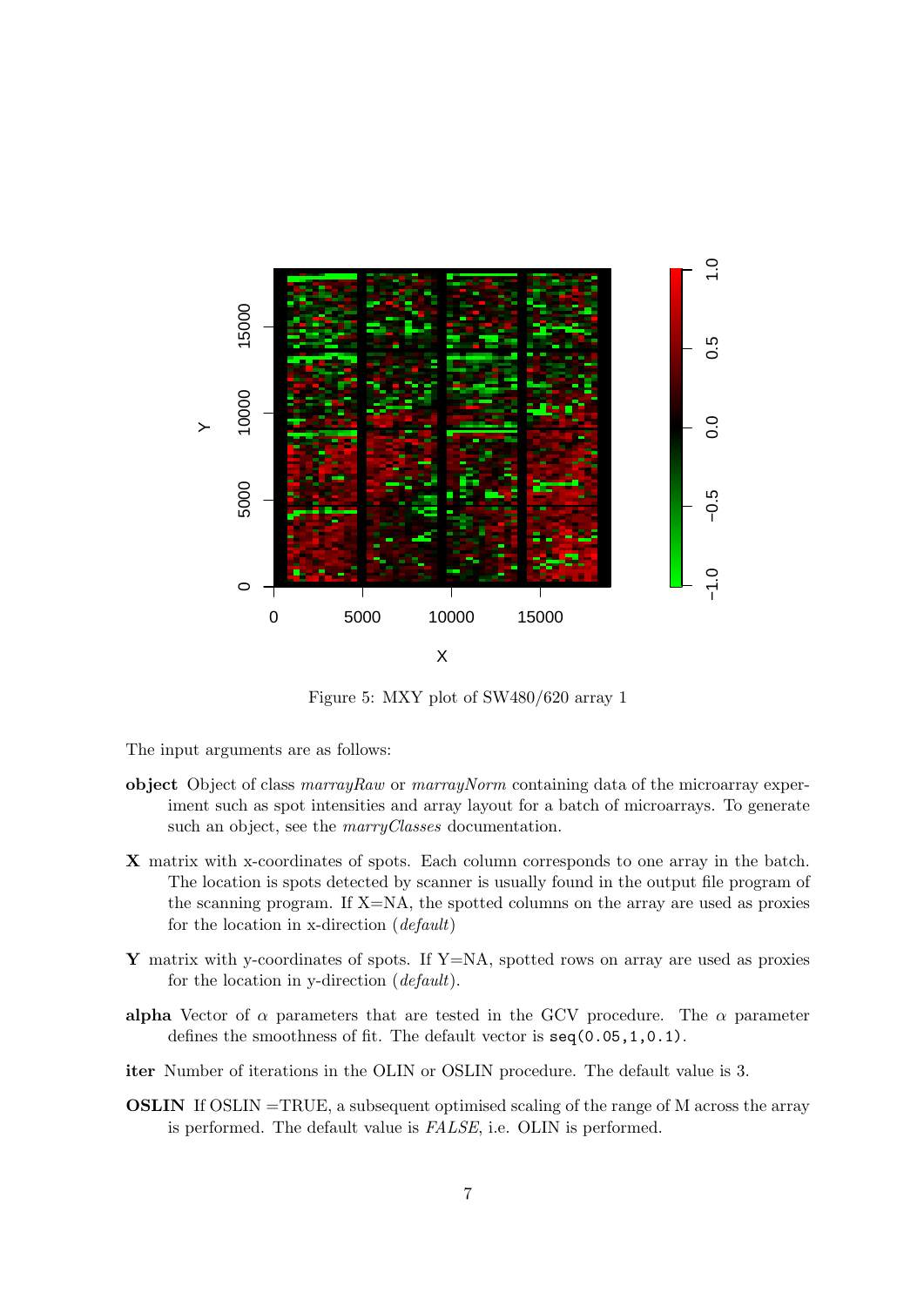Figure 5: MXY plot of SW480/620 array 1

The input arguments are as follows:

- **object** Object of class *marrayRaw* or *marrayNorm* containing data of the microarray experiment such as spot intensities and array layout for a batch of microarrays. To generate such an object, see the *marryClasses* documentation.
- **X** matrix with x-coordinates of spots. Each column corresponds to one array in the batch. The location is spots detected by scanner is usually found in the output file program of the scanning program. If X=NA, the spotted columns on the array are used as proxies for the location in x-direction (*default*)
- **Y** matrix with y-coordinates of spots. If Y=NA, spotted rows on array are used as proxies for the location in y-direction (*default*).
- **alpha** Vector of $\alpha$ parameters that are tested in the GCV procedure. The $\alpha$ parameter defines the smoothness of fit. The default vector is `seq(0.05,1,0.1)`.
- **iter** Number of iterations in the OLIN or OSLIN procedure. The default value is 3.
- **OSLIN** If OSLIN =TRUE, a subsequent optimised scaling of the range of M across the array is performed. The default value is *FALSE*, i.e. OLIN is performed.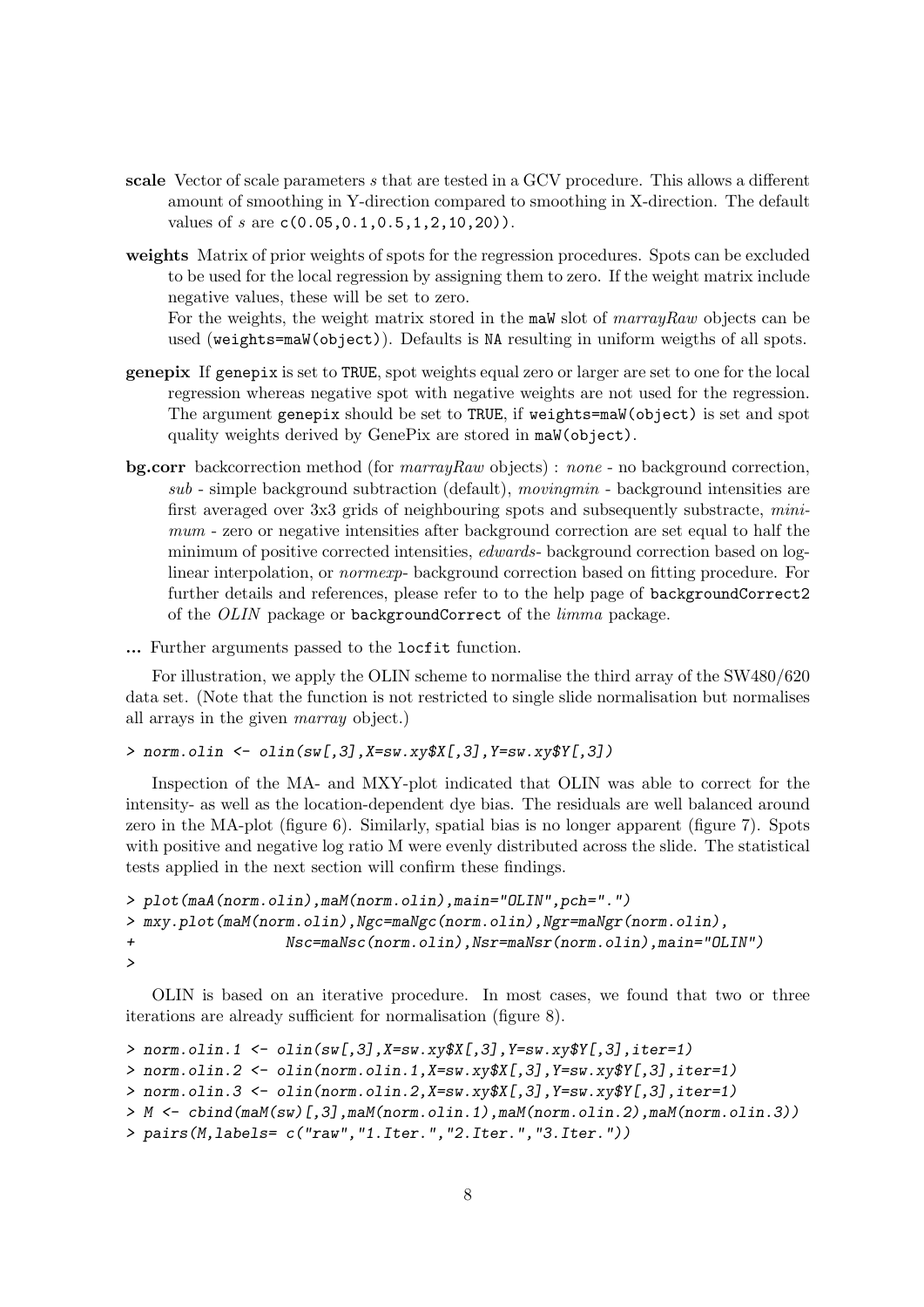**scale** Vector of scale parameters $s$ that are tested in a GCV procedure. This allows a different amount of smoothing in Y-direction compared to smoothing in X-direction. The default values of $s$ are `c(0.05,0.1,0.5,1,2,10,20))`.

**weights** Matrix of prior weights of spots for the regression procedures. Spots can be excluded to be used for the local regression by assigning them to zero. If the weight matrix include negative values, these will be set to zero.
For the weights, the weight matrix stored in the `maW` slot of *marrayRaw* objects can be used (`weights=maW(object)`). Defaults is `NA` resulting in uniform weigths of all spots.

**genepix** If `genepix` is set to `TRUE`, spot weights equal zero or larger are set to one for the local regression whereas negative spot with negative weights are not used for the regression. The argument `genepix` should be set to `TRUE`, if `weights=maW(object)` is set and spot quality weights derived by GenePix are stored in `maW(object)`.

**bg.corr** backcorrection method (for *marrayRaw* objects) : *none* - no background correction, *sub* - simple background subtraction (default), *movingmin* - background intensities are first averaged over 3x3 grids of neighbouring spots and subsequently substracte, *minimum* - zero or negative intensities after background correction are set equal to half the minimum of positive corrected intensities, *edwards*- background correction based on loglinear interpolation, or *normexp*- background correction based on fitting procedure. For further details and references, please refer to to the help page of `backgroundCorrect2` of the *OLIN* package or `backgroundCorrect` of the *limma* package.

**...** Further arguments passed to the `locfit` function.

For illustration, we apply the OLIN scheme to normalise the third array of the SW480/620 data set. (Note that the function is not restricted to single slide normalisation but normalises all arrays in the given *marray* object.)

```
> norm.olin <- olin(sw[,3],X=sw.xy$X[,3],Y=sw.xy$Y[,3])
```

Inspection of the MA- and MXY-plot indicated that OLIN was able to correct for the intensity- as well as the location-dependent dye bias. The residuals are well balanced around zero in the MA-plot (figure 6). Similarly, spatial bias is no longer apparent (figure 7). Spots with positive and negative log ratio M were evenly distributed across the slide. The statistical tests applied in the next section will confirm these findings.

```
> plot(maA(norm.olin),maM(norm.olin),main="OLIN",pch=".")
> mxy.plot(maM(norm.olin),Ngc=maNgc(norm.olin),Ngr=maNgr(norm.olin),
+                 Nsc=maNsc(norm.olin),Nsr=maNsr(norm.olin),main="OLIN")
>
```

OLIN is based on an iterative procedure. In most cases, we found that two or three iterations are already sufficient for normalisation (figure 8).

```
> norm.olin.1 <- olin(sw[,3],X=sw.xy$X[,3],Y=sw.xy$Y[,3],iter=1)
> norm.olin.2 <- olin(norm.olin.1,X=sw.xy$X[,3],Y=sw.xy$Y[,3],iter=1)
> norm.olin.3 <- olin(norm.olin.2,X=sw.xy$X[,3],Y=sw.xy$Y[,3],iter=1)
> M <- cbind(maM(sw)[,3],maM(norm.olin.1),maM(norm.olin.2),maM(norm.olin.3))
> pairs(M,labels= c("raw","1.Iter.","2.Iter.","3.Iter."))
```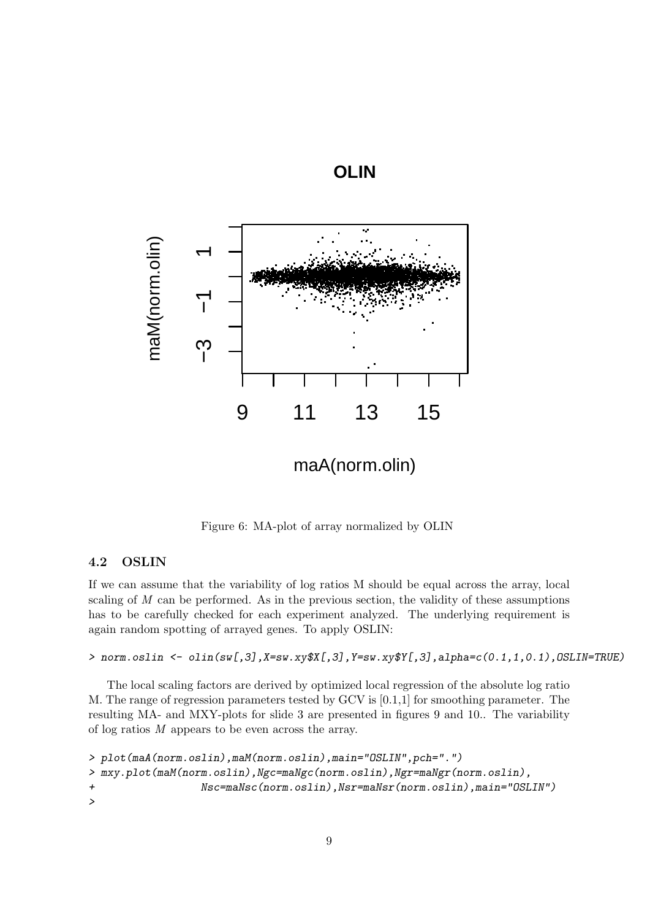Figure 6: MA-plot of array normalized by OLIN

### 4.2 OSLIN

If we can assume that the variability of log ratios M should be equal across the array, local scaling of $M$ can be performed. As in the previous section, the validity of these assumptions has to be carefully checked for each experiment analyzed. The underlying requirement is again random spotting of arrayed genes. To apply OSLIN:

```
> norm.oslin <- olin(sw[,3],X=sw.xy$X[,3],Y=sw.xy$Y[,3],alpha=c(0.1,1,0.1),OSLIN=TRUE)
```

The local scaling factors are derived by optimized local regression of the absolute log ratio M. The range of regression parameters tested by GCV is [0.1,1] for smoothing parameter. The resulting MA- and MXY-plots for slide 3 are presented in figures 9 and 10.. The variability of log ratios $M$ appears to be even across the array.

```
> plot(maA(norm.oslin),maM(norm.oslin),main="OSLIN",pch=".")
> mxy.plot(maM(norm.oslin),Ngc=maNgc(norm.oslin),Ngr=maNgr(norm.oslin),
+                 Nsc=maNsc(norm.oslin),Nsr=maNsr(norm.oslin),main="OSLIN")
>
```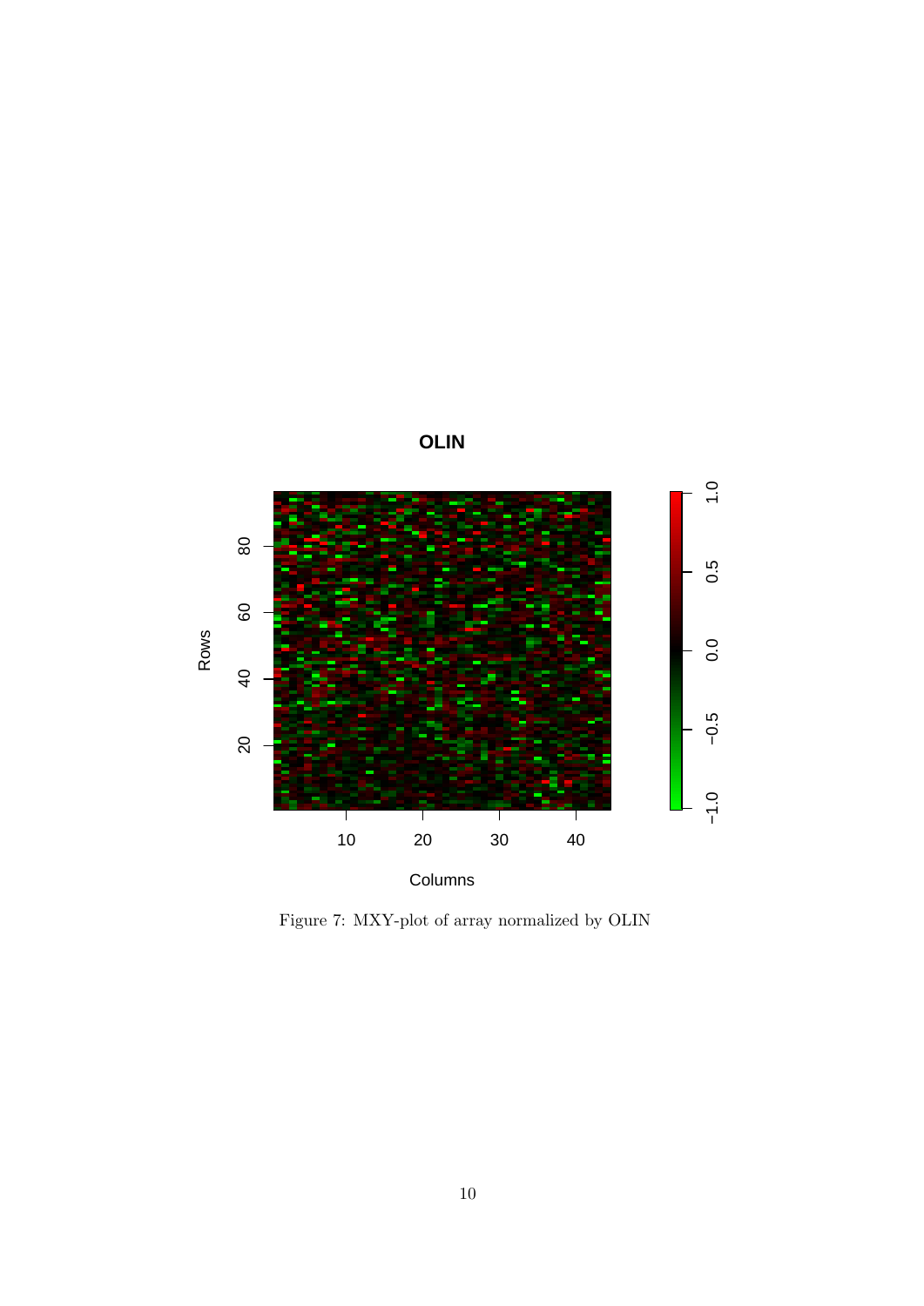Figure 7: MXY-plot of array normalized by OLIN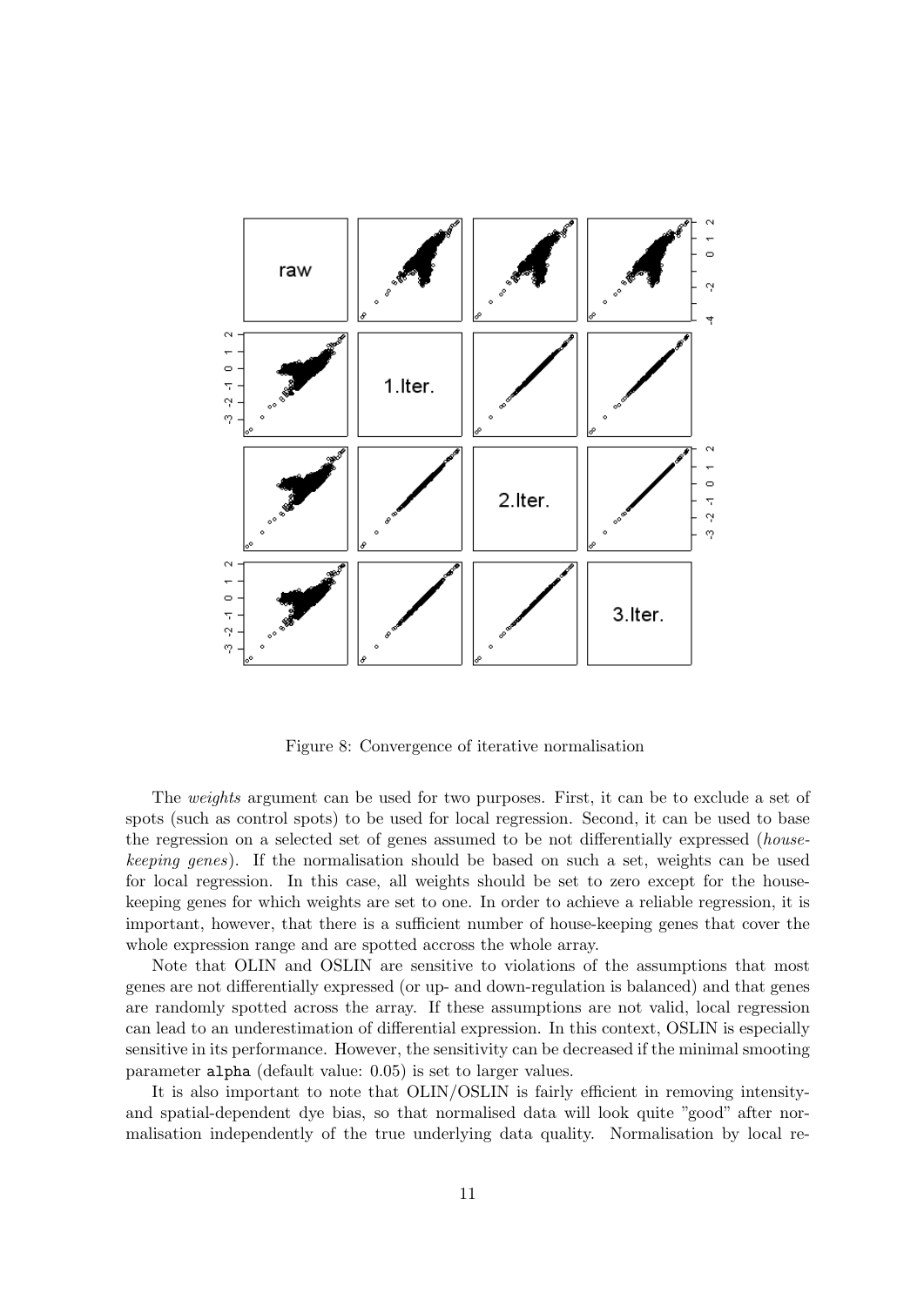Figure 8: Convergence of iterative normalisation

The *weights* argument can be used for two purposes. First, it can be to exclude a set of spots (such as control spots) to be used for local regression. Second, it can be used to base the regression on a selected set of genes assumed to be not differentially expressed (*house-keeping genes*). If the normalisation should be based on such a set, weights can be used for local regression. In this case, all weights should be set to zero except for the house-keeping genes for which weights are set to one. In order to achieve a reliable regression, it is important, however, that there is a sufficient number of house-keeping genes that cover the whole expression range and are spotted accross the whole array.

Note that OLIN and OSLIN are sensitive to violations of the assumptions that most genes are not differentially expressed (or up- and down-regulation is balanced) and that genes are randomly spotted across the array. If these assumptions are not valid, local regression can lead to an underestimation of differential expression. In this context, OSLIN is especially sensitive in its performance. However, the sensitivity can be decreased if the minimal smooting parameter `alpha` (default value: 0.05) is set to larger values.

It is also important to note that OLIN/OSLIN is fairly efficient in removing intensity- and spatial-dependent dye bias, so that normalised data will look quite "good" after normalisation independently of the true underlying data quality. Normalisation by local re-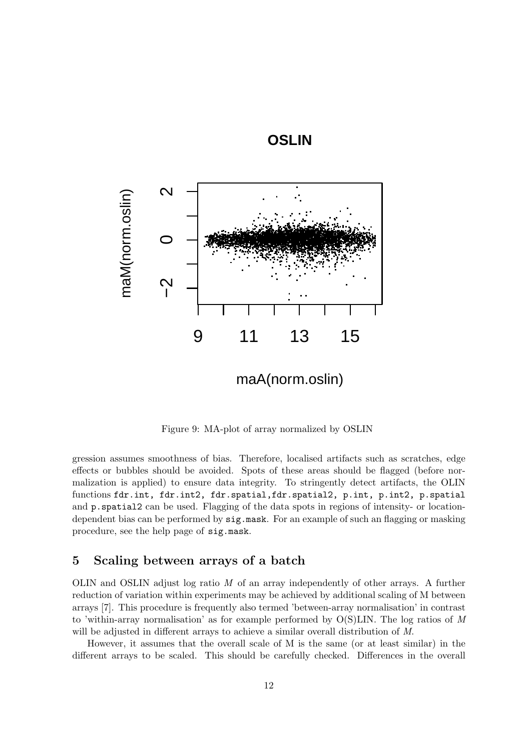Figure 9: MA-plot of array normalized by OSLIN

gression assumes smoothness of bias. Therefore, localised artifacts such as scratches, edge effects or bubbles should be avoided. Spots of these areas should be flagged (before normalization is applied) to ensure data integrity. To stringently detect artifacts, the OLIN functions `fdr.int, fdr.int2, fdr.spatial,fdr.spatial2, p.int, p.int2, p.spatial` and `p.spatial2` can be used. Flagging of the data spots in regions of intensity- or location-dependent bias can be performed by `sig.mask`. For an example of such an flagging or masking procedure, see the help page of `sig.mask`.

## 5 Scaling between arrays of a batch

OLIN and OSLIN adjust log ratio $M$ of an array independently of other arrays. A further reduction of variation within experiments may be achieved by additional scaling of M between arrays [7]. This procedure is frequently also termed 'between-array normalisation' in contrast to 'within-array normalisation' as for example performed by O(S)LIN. The log ratios of $M$ will be adjusted in different arrays to achieve a similar overall distribution of $M$.

However, it assumes that the overall scale of M is the same (or at least similar) in the different arrays to be scaled. This should be carefully checked. Differences in the overall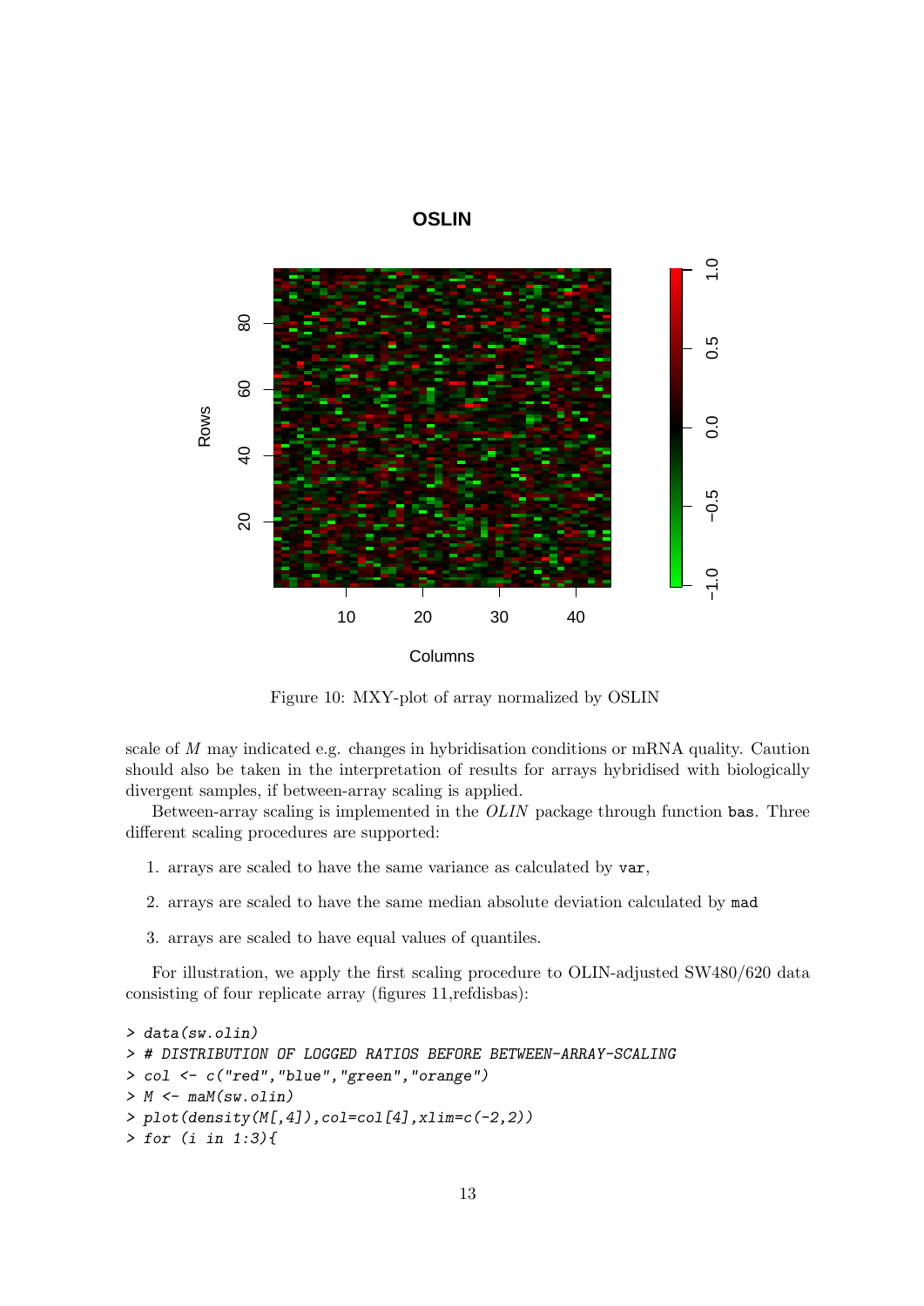Figure 10: MXY-plot of array normalized by OSLIN

scale of $M$ may indicated e.g. changes in hybridisation conditions or mRNA quality. Caution should also be taken in the interpretation of results for arrays hybridised with biologically divergent samples, if between-array scaling is applied.

Between-array scaling is implemented in the *OLIN* package through function `bas`. Three different scaling procedures are supported:

1. arrays are scaled to have the same variance as calculated by `var`,
2. arrays are scaled to have the same median absolute deviation calculated by `mad`
3. arrays are scaled to have equal values of quantiles.

For illustration, we apply the first scaling procedure to OLIN-adjusted SW480/620 data consisting of four replicate array (figures 11,refdisbas):

```
> data(sw.olin)
> # DISTRIBUTION OF LOGGED RATIOS BEFORE BETWEEN-ARRAY-SCALING
> col <- c("red","blue","green","orange")
> M <- maM(sw.olin)
> plot(density(M[,4]),col=col[4],xlim=c(-2,2))
> for (i in 1:3){
```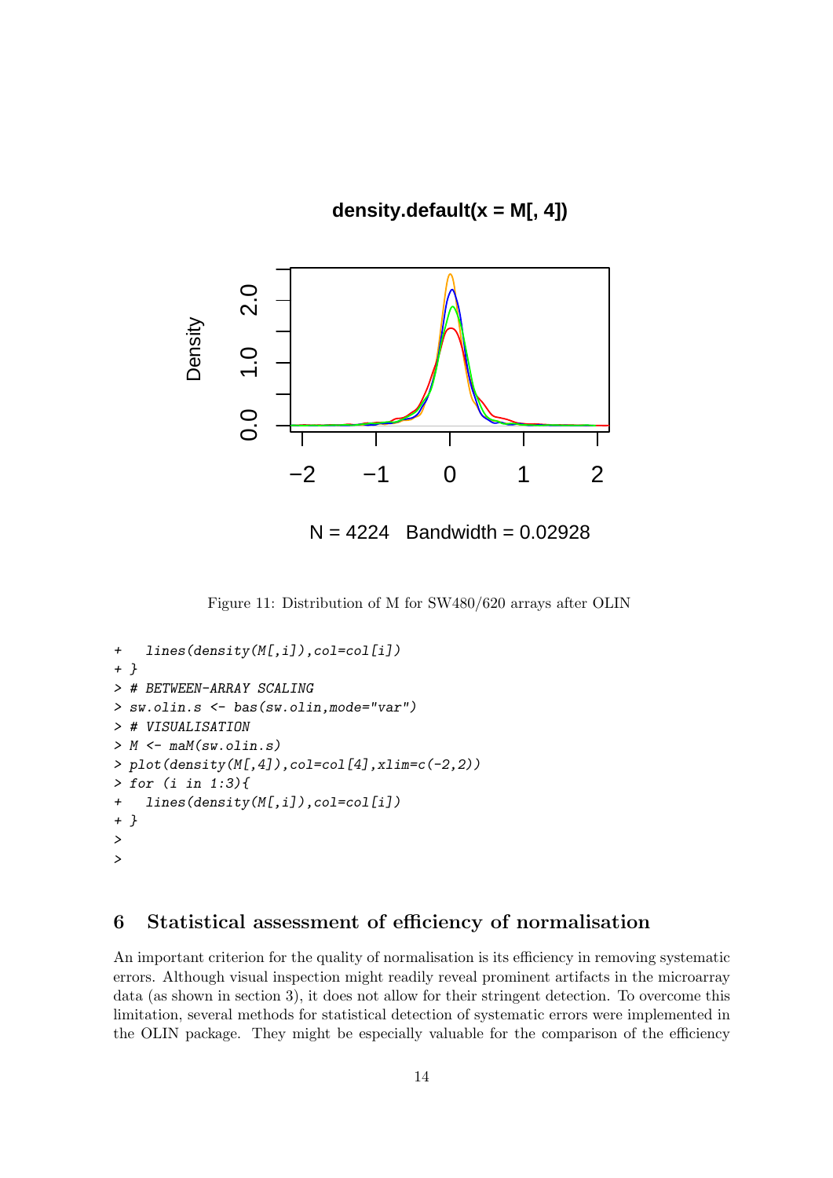Figure 11: Distribution of M for SW480/620 arrays after OLIN

```
+   lines(density(M[,i]),col=col[i])
+ }
> # BETWEEN-ARRAY SCALING
> sw.olin.s <- bas(sw.olin,mode="var")
> # VISUALISATION
> M <- maM(sw.olin.s)
> plot(density(M[,4]),col=col[4],xlim=c(-2,2))
> for (i in 1:3){
+   lines(density(M[,i]),col=col[i])
+ }
>
>
```

## 6 Statistical assessment of efficiency of normalisation

An important criterion for the quality of normalisation is its efficiency in removing systematic errors. Although visual inspection might readily reveal prominent artifacts in the microarray data (as shown in section 3), it does not allow for their stringent detection. To overcome this limitation, several methods for statistical detection of systematic errors were implemented in the OLIN package. They might be especially valuable for the comparison of the efficiency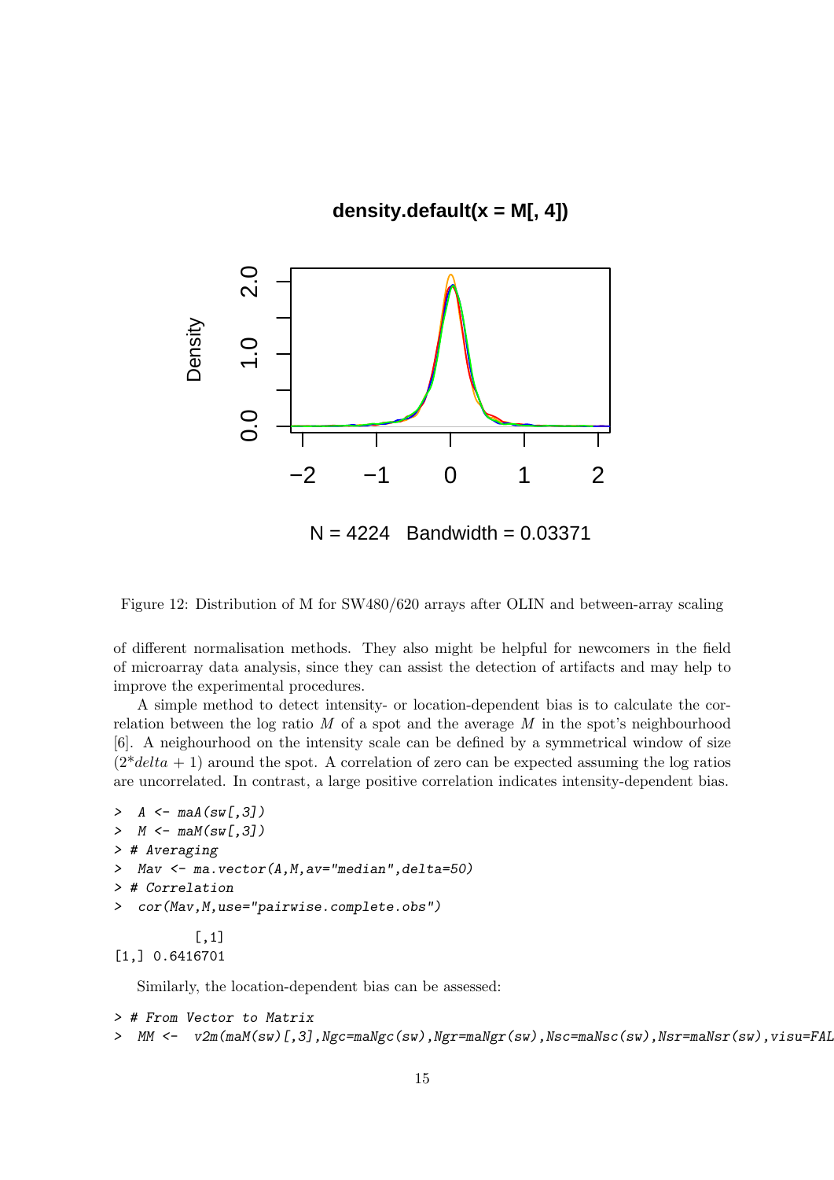Figure 12: Distribution of M for SW480/620 arrays after OLIN and between-array scaling

of different normalisation methods. They also might be helpful for newcomers in the field of microarray data analysis, since they can assist the detection of artifacts and may help to improve the experimental procedures.

A simple method to detect intensity- or location-dependent bias is to calculate the correlation between the log ratio $M$ of a spot and the average $M$ in the spot's neighbourhood [6]. A neighbourhood on the intensity scale can be defined by a symmetrical window of size $(2*delta + 1)$ around the spot. A correlation of zero can be expected assuming the log ratios are uncorrelated. In contrast, a large positive correlation indicates intensity-dependent bias.

```
>  A <- maA(sw[,3])
>  M <- maM(sw[,3])
> # Averaging
>  Mav <- ma.vector(A,M,av="median",delta=50)
> # Correlation
>  cor(Mav,M,use="pairwise.complete.obs")

          [,1]
[1,] 0.6416701
```

Similarly, the location-dependent bias can be assessed:

```
> # From Vector to Matrix
>  MM <-  v2m(maM(sw)[,3],Ngc=maNgc(sw),Ngr=maNgr(sw),Nsc=maNsc(sw),Nsr=maNsr(sw),visu=FAL
```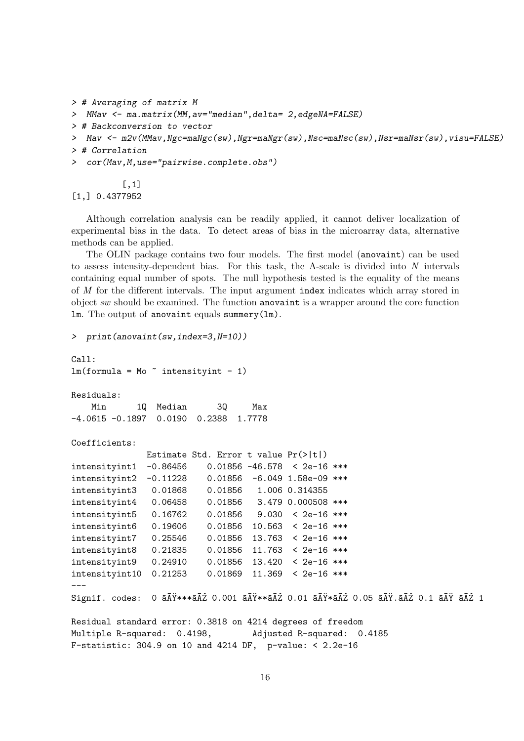```
> # Averaging of matrix M
>  MMav <- ma.matrix(MM,av="median",delta= 2,edgeNA=FALSE)
> # Backconversion to vector
>  Mav <- m2v(MMav,Ngc=maNgc(sw),Ngr=maNgr(sw),Nsc=maNsc(sw),Nsr=maNsr(sw),visu=FALSE)
> # Correlation
>  cor(Mav,M,use="pairwise.complete.obs")

          [,1]
[1,] 0.4377952
```

Although correlation analysis can be readily applied, it cannot deliver localization of experimental bias in the data. To detect areas of bias in the microarray data, alternative methods can be applied.

The OLIN package contains two four models. The first model (`anovaint`) can be used to assess intensity-dependent bias. For this task, the A-scale is divided into $N$ intervals containing equal number of spots. The null hypothesis tested is the equality of the means of $M$ for the different intervals. The input argument `index` indicates which array stored in object *sw* should be examined. The function `anovaint` is a wrapper around the core function `lm`. The output of `anovaint` equals `summery(lm)`.

```
>  print(anovaint(sw,index=3,N=10))

Call:
lm(formula = Mo ~ intensityint - 1)

Residuals:
    Min      1Q  Median      3Q     Max 
-4.0615 -0.1897  0.0190  0.2388  1.7778 

Coefficients:
               Estimate Std. Error t value Pr(>|t|)    
intensityint1  -0.86456    0.01856 -46.578  < 2e-16 ***
intensityint2  -0.11228    0.01856  -6.049 1.58e-09 ***
intensityint3   0.01868    0.01856   1.006 0.314355    
intensityint4   0.06458    0.01856   3.479 0.000508 ***
intensityint5   0.16762    0.01856   9.030  < 2e-16 ***
intensityint6   0.19606    0.01856  10.563  < 2e-16 ***
intensityint7   0.25546    0.01856  13.763  < 2e-16 ***
intensityint8   0.21835    0.01856  11.763  < 2e-16 ***
intensityint9   0.24910    0.01856  13.420  < 2e-16 ***
intensityint10  0.21253    0.01869  11.369  < 2e-16 ***
---
Signif. codes:  0 âĂŸ***âĂŹ 0.001 âĂŸ**âĂŹ 0.01 âĂŸ*âĂŹ 0.05 âĂŸ.âĂŹ 0.1 âĂŸ âĂŹ 1 

Residual standard error: 0.3818 on 4214 degrees of freedom
Multiple R-squared:  0.4198,	Adjusted R-squared:  0.4185 
F-statistic: 304.9 on 10 and 4214 DF,  p-value: < 2.2e-16
```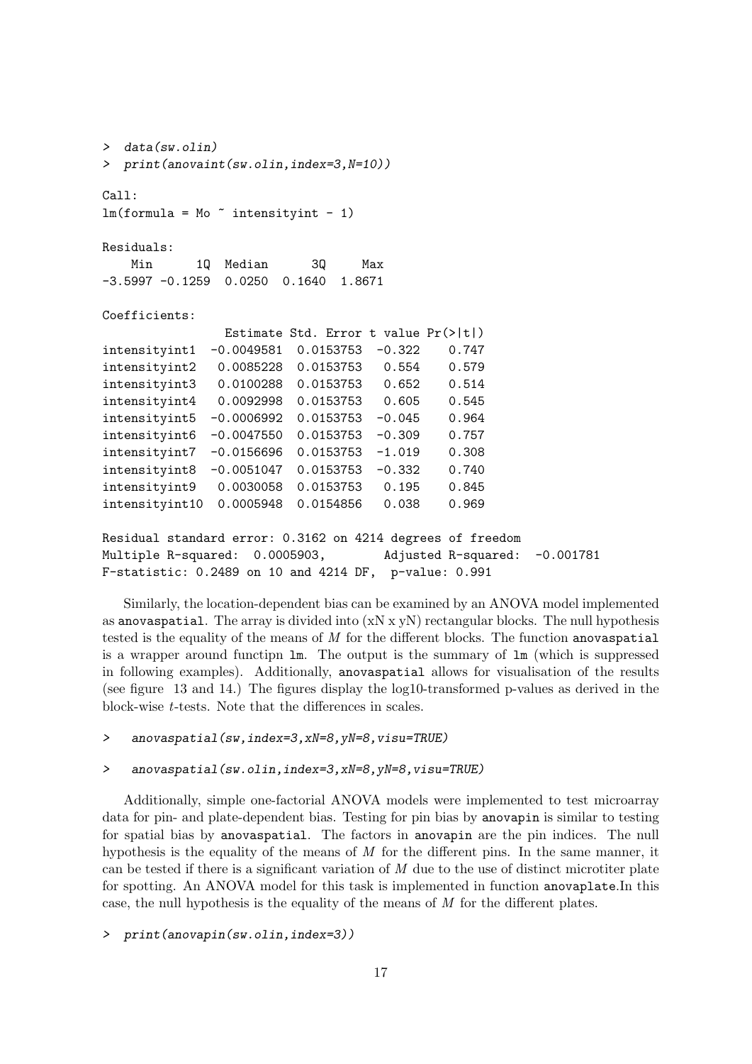```
> data(sw.olin)
> print(anovaint(sw.olin,index=3,N=10))

Call:
lm(formula = Mo ~ intensityint - 1)

Residuals:
    Min      1Q  Median      3Q     Max 
-3.5997 -0.1259  0.0250  0.1640  1.8671 

Coefficients:
                Estimate Std. Error t value Pr(>|t|)
intensityint1  -0.0049581  0.0153753  -0.322    0.747
intensityint2   0.0085228  0.0153753   0.554    0.579
intensityint3   0.0100288  0.0153753   0.652    0.514
intensityint4   0.0092998  0.0153753   0.605    0.545
intensityint5  -0.0006992  0.0153753  -0.045    0.964
intensityint6  -0.0047550  0.0153753  -0.309    0.757
intensityint7  -0.0156696  0.0153753  -1.019    0.308
intensityint8  -0.0051047  0.0153753  -0.332    0.740
intensityint9   0.0030058  0.0153753   0.195    0.845
intensityint10  0.0005948  0.0154856   0.038    0.969

Residual standard error: 0.3162 on 4214 degrees of freedom
Multiple R-squared:  0.0005903,        Adjusted R-squared:  -0.001781 
F-statistic: 0.2489 on 10 and 4214 DF,  p-value: 0.991
```

Similarly, the location-dependent bias can be examined by an ANOVA model implemented as `anovaspatial`. The array is divided into (xN x yN) rectangular blocks. The null hypothesis tested is the equality of the means of $M$ for the different blocks. The function `anovaspatial` is a wrapper around functipn `lm`. The output is the summary of `lm` (which is suppressed in following examples). Additionally, `anovaspatial` allows for visualisation of the results (see figure 13 and 14.) The figures display the log10-transformed p-values as derived in the block-wise $t$-tests. Note that the differences in scales.

```
>   anovaspatial(sw,index=3,xN=8,yN=8,visu=TRUE)
```

```
>   anovaspatial(sw.olin,index=3,xN=8,yN=8,visu=TRUE)
```

Additionally, simple one-factorial ANOVA models were implemented to test microarray data for pin- and plate-dependent bias. Testing for pin bias by `anovapin` is similar to testing for spatial bias by `anovaspatial`. The factors in `anovapin` are the pin indices. The null hypothesis is the equality of the means of $M$ for the different pins. In the same manner, it can be tested if there is a significant variation of $M$ due to the use of distinct microtiter plate for spotting. An ANOVA model for this task is implemented in function `anovaplate`.In this case, the null hypothesis is the equality of the means of $M$ for the different plates.

```
> print(anovapin(sw.olin,index=3))
```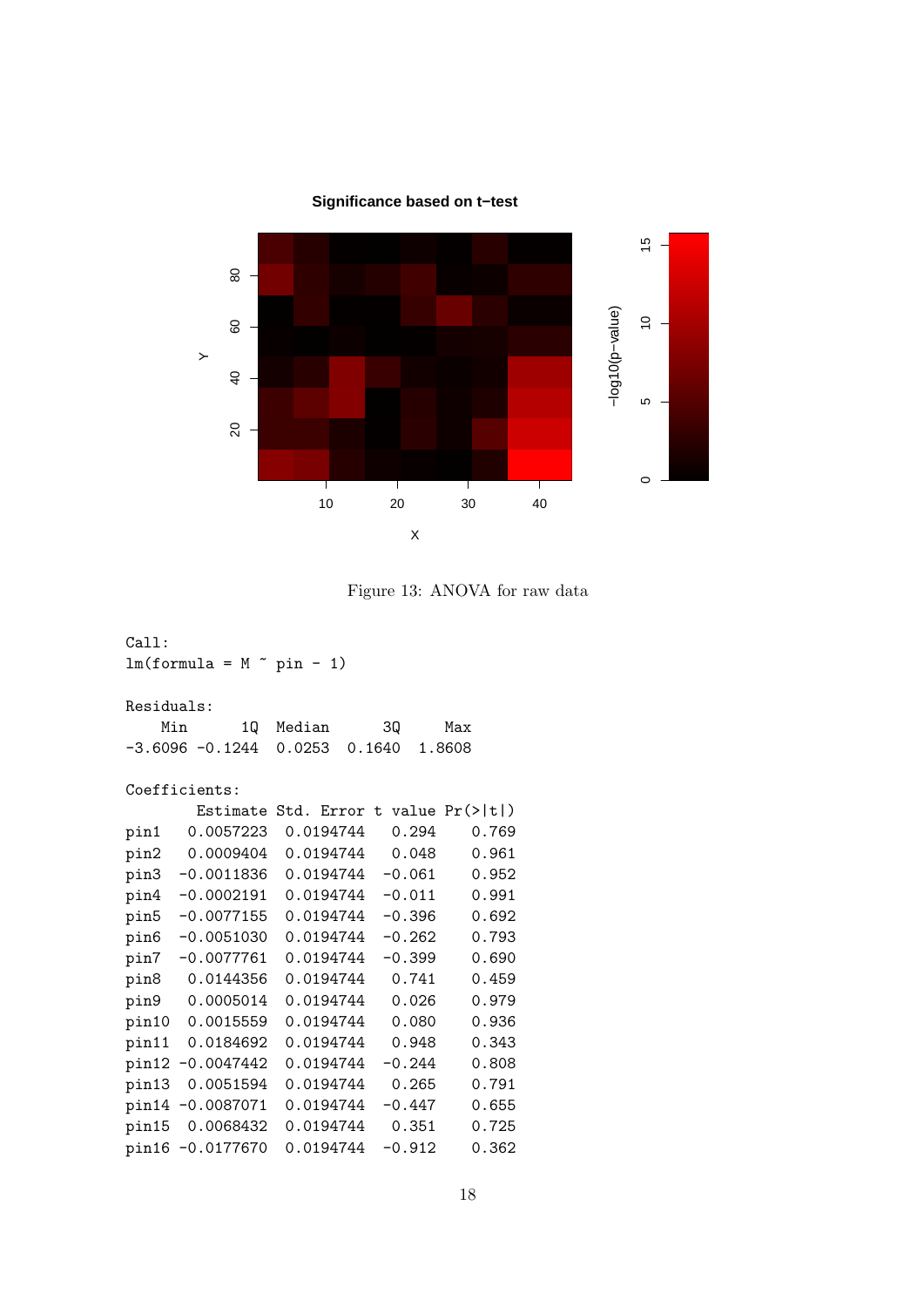Figure 13: ANOVA for raw data

```
Call:
lm(formula = M ~ pin - 1)

Residuals:
    Min      1Q  Median      3Q     Max 
-3.6096 -0.1244  0.0253  0.1640  1.8608 

Coefficients:
        Estimate Std. Error t value Pr(>|t|)
pin1   0.0057223  0.0194744   0.294    0.769
pin2   0.0009404  0.0194744   0.048    0.961
pin3  -0.0011836  0.0194744  -0.061    0.952
pin4  -0.0002191  0.0194744  -0.011    0.991
pin5  -0.0077155  0.0194744  -0.396    0.692
pin6  -0.0051030  0.0194744  -0.262    0.793
pin7  -0.0077761  0.0194744  -0.399    0.690
pin8   0.0144356  0.0194744   0.741    0.459
pin9   0.0005014  0.0194744   0.026    0.979
pin10  0.0015559  0.0194744   0.080    0.936
pin11  0.0184692  0.0194744   0.948    0.343
pin12 -0.0047442  0.0194744  -0.244    0.808
pin13  0.0051594  0.0194744   0.265    0.791
pin14 -0.0087071  0.0194744  -0.447    0.655
pin15  0.0068432  0.0194744   0.351    0.725
pin16 -0.0177670  0.0194744  -0.912    0.362
```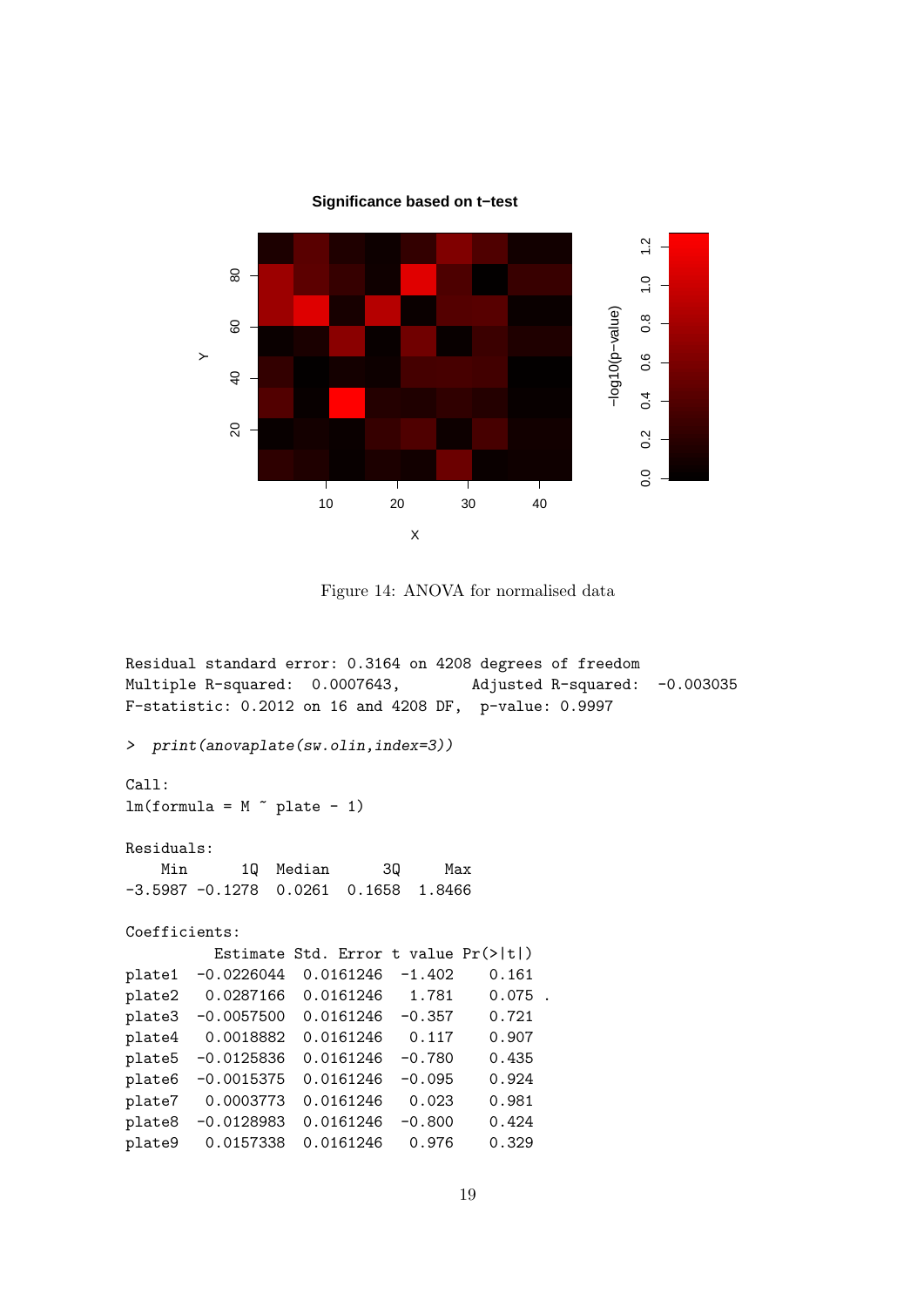Figure 14: ANOVA for normalised data

```
Residual standard error: 0.3164 on 4208 degrees of freedom
Multiple R-squared:  0.0007643,      Adjusted R-squared:  -0.003035
F-statistic: 0.2012 on 16 and 4208 DF,  p-value: 0.9997

> print(anovaplate(sw.olin,index=3))

Call:
lm(formula = M ~ plate - 1)

Residuals:
    Min      1Q  Median      3Q     Max
-3.5987 -0.1278  0.0261  0.1658  1.8466

Coefficients:
          Estimate Std. Error t value Pr(>|t|)
plate1  -0.0226044  0.0161246  -1.402    0.161
plate2   0.0287166  0.0161246   1.781    0.075 .
plate3  -0.0057500  0.0161246  -0.357    0.721
plate4   0.0018882  0.0161246   0.117    0.907
plate5  -0.0125836  0.0161246  -0.780    0.435
plate6  -0.0015375  0.0161246  -0.095    0.924
plate7   0.0003773  0.0161246   0.023    0.981
plate8  -0.0128983  0.0161246  -0.800    0.424
plate9   0.0157338  0.0161246   0.976    0.329
```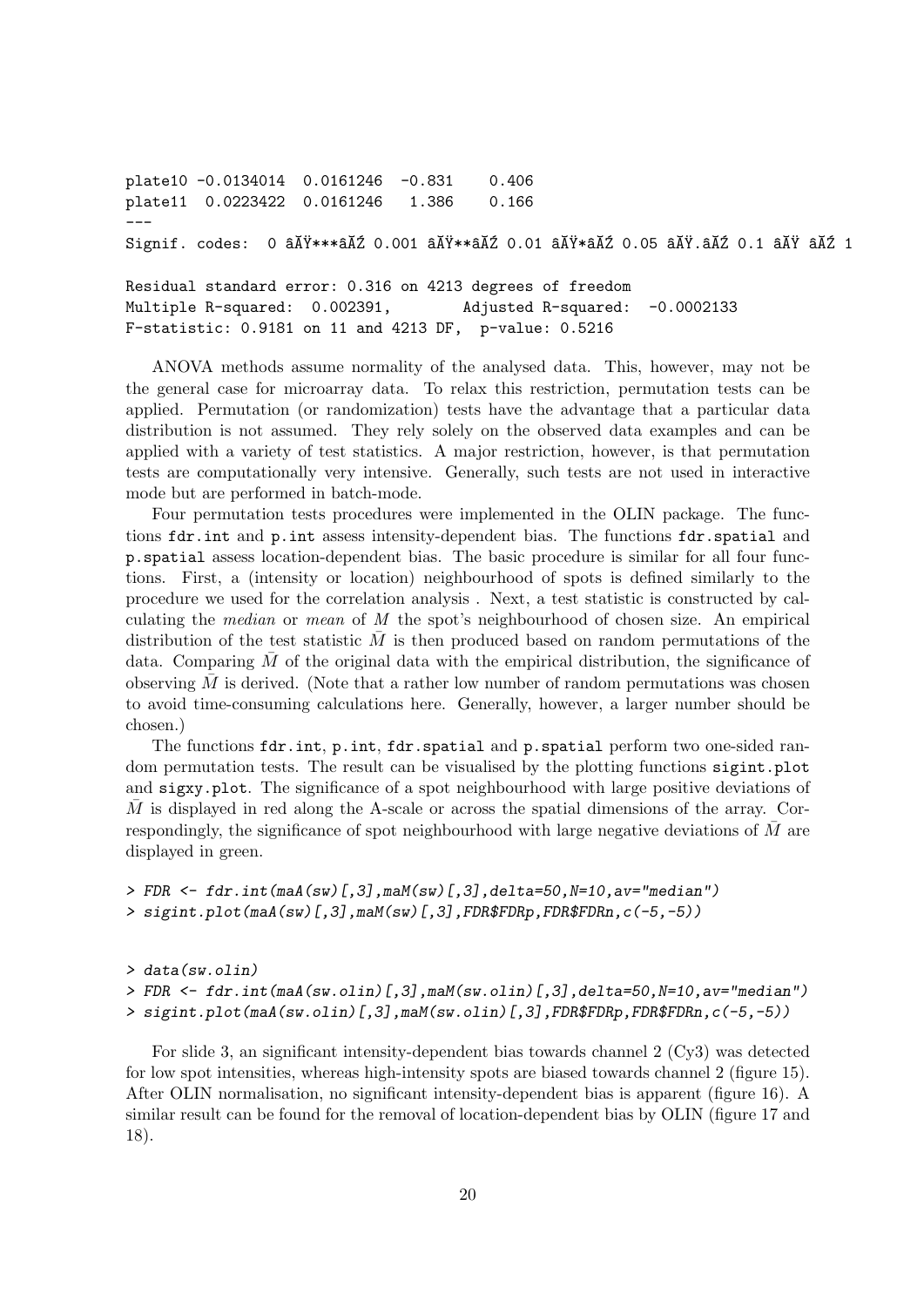```
plate10 -0.0134014  0.0161246  -0.831    0.406
plate11  0.0223422  0.0161246   1.386    0.166
---
Signif. codes:  0 âĂŸ***âĂŹ 0.001 âĂŸ**âĂŹ 0.01 âĂŸ*âĂŹ 0.05 âĂŸ.âĂŹ 0.1 âĂŸ âĂŹ 1

Residual standard error: 0.316 on 4213 degrees of freedom
Multiple R-squared:  0.002391,        Adjusted R-squared:  -0.0002133
F-statistic: 0.9181 on 11 and 4213 DF,  p-value: 0.5216
```

ANOVA methods assume normality of the analysed data. This, however, may not be the general case for microarray data. To relax this restriction, permutation tests can be applied. Permutation (or randomization) tests have the advantage that a particular data distribution is not assumed. They rely solely on the observed data examples and can be applied with a variety of test statistics. A major restriction, however, is that permutation tests are computationally very intensive. Generally, such tests are not used in interactive mode but are performed in batch-mode.

Four permutation tests procedures were implemented in the OLIN package. The functions fdr.int and p.int assess intensity-dependent bias. The functions fdr.spatial and p.spatial assess location-dependent bias. The basic procedure is similar for all four functions. First, a (intensity or location) neighbourhood of spots is defined similarly to the procedure we used for the correlation analysis . Next, a test statistic is constructed by calculating the *median* or *mean* of $M$ the spot's neighbourhood of chosen size. An empirical distribution of the test statistic $\bar{M}$ is then produced based on random permutations of the data. Comparing $\bar{M}$ of the original data with the empirical distribution, the significance of observing $\bar{M}$ is derived. (Note that a rather low number of random permutations was chosen to avoid time-consuming calculations here. Generally, however, a larger number should be chosen.)

The functions fdr.int, p.int, fdr.spatial and p.spatial perform two one-sided random permutation tests. The result can be visualised by the plotting functions sigint.plot and sigxy.plot. The significance of a spot neighbourhood with large positive deviations of $\bar{M}$ is displayed in red along the A-scale or across the spatial dimensions of the array. Correspondingly, the significance of spot neighbourhood with large negative deviations of $\bar{M}$ are displayed in green.

```
> FDR <- fdr.int(maA(sw)[,3],maM(sw)[,3],delta=50,N=10,av="median")
> sigint.plot(maA(sw)[,3],maM(sw)[,3],FDR$FDRp,FDR$FDRn,c(-5,-5))
```

```
> data(sw.olin)
> FDR <- fdr.int(maA(sw.olin)[,3],maM(sw.olin)[,3],delta=50,N=10,av="median")
> sigint.plot(maA(sw.olin)[,3],maM(sw.olin)[,3],FDR$FDRp,FDR$FDRn,c(-5,-5))
```

For slide 3, an significant intensity-dependent bias towards channel 2 (Cy3) was detected for low spot intensities, whereas high-intensity spots are biased towards channel 2 (figure 15). After OLIN normalisation, no significant intensity-dependent bias is apparent (figure 16). A similar result can be found for the removal of location-dependent bias by OLIN (figure 17 and 18).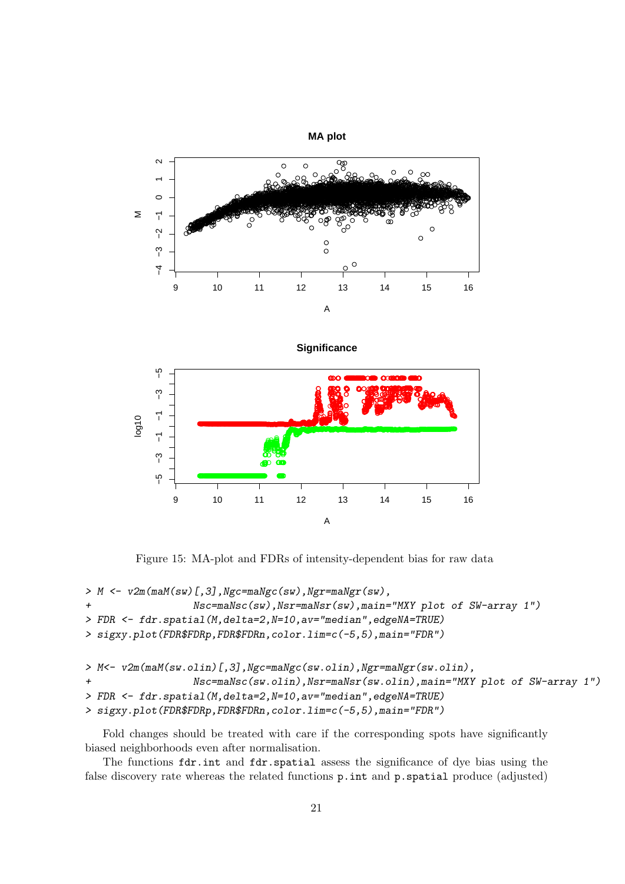Figure 15: MA-plot and FDRs of intensity-dependent bias for raw data

```
> M <- v2m(maM(sw)[,3],Ngc=maNgc(sw),Ngr=maNgr(sw),
+                  Nsc=maNsc(sw),Nsr=maNsr(sw),main="MXY plot of SW-array 1")
> FDR <- fdr.spatial(M,delta=2,N=10,av="median",edgeNA=TRUE)
> sigxy.plot(FDR$FDRp,FDR$FDRn,color.lim=c(-5,5),main="FDR")
```

```
> M<- v2m(maM(sw.olin)[,3],Ngc=maNgc(sw.olin),Ngr=maNgr(sw.olin),
+                  Nsc=maNsc(sw.olin),Nsr=maNsr(sw.olin),main="MXY plot of SW-array 1")
> FDR <- fdr.spatial(M,delta=2,N=10,av="median",edgeNA=TRUE)
> sigxy.plot(FDR$FDRp,FDR$FDRn,color.lim=c(-5,5),main="FDR")
```

Fold changes should be treated with care if the corresponding spots have significantly biased neighborhoods even after normalisation.

The functions `fdr.int` and `fdr.spatial` assess the significance of dye bias using the false discovery rate whereas the related functions `p.int` and `p.spatial` produce (adjusted)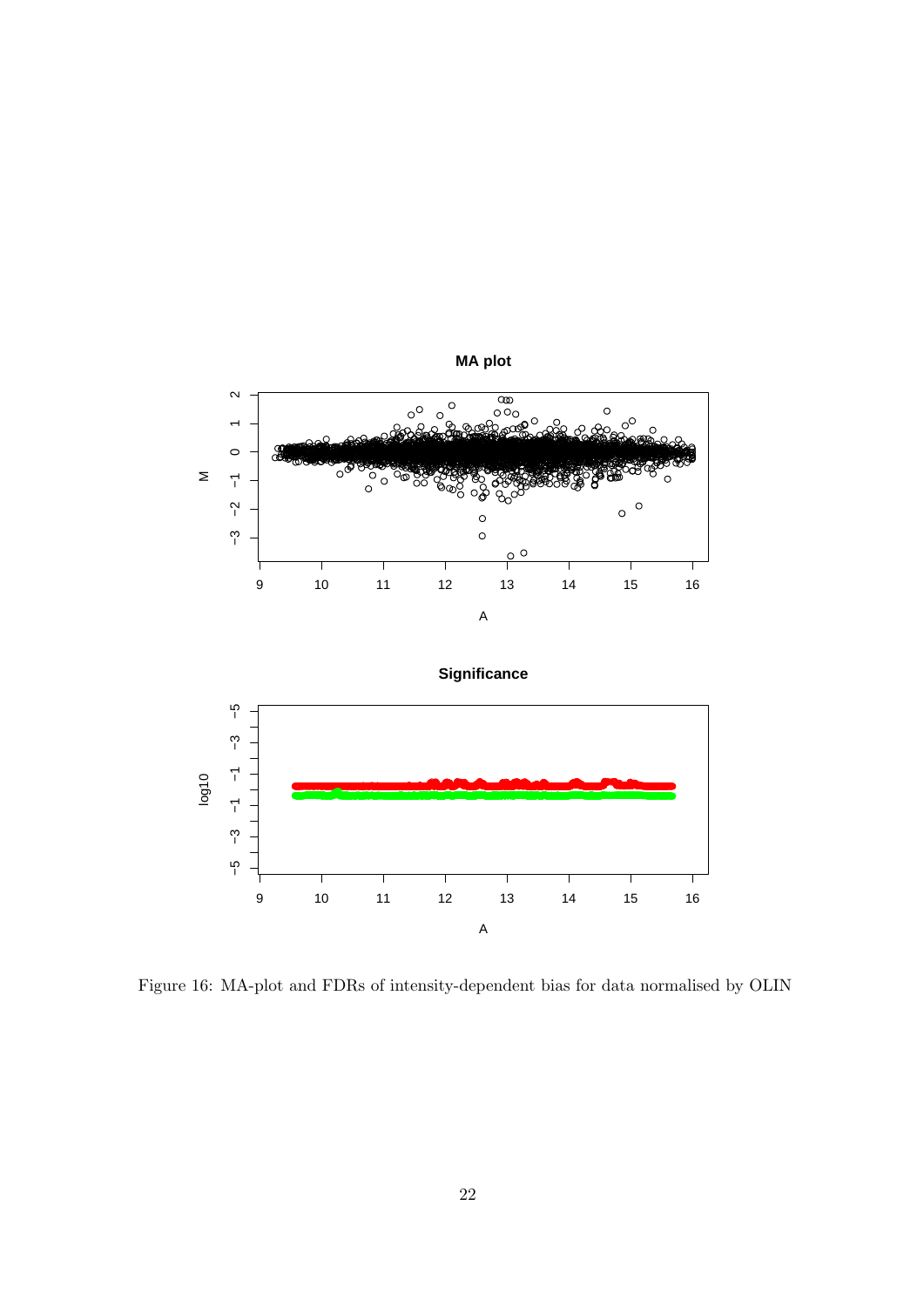Figure 16: MA-plot and FDRs of intensity-dependent bias for data normalised by OLIN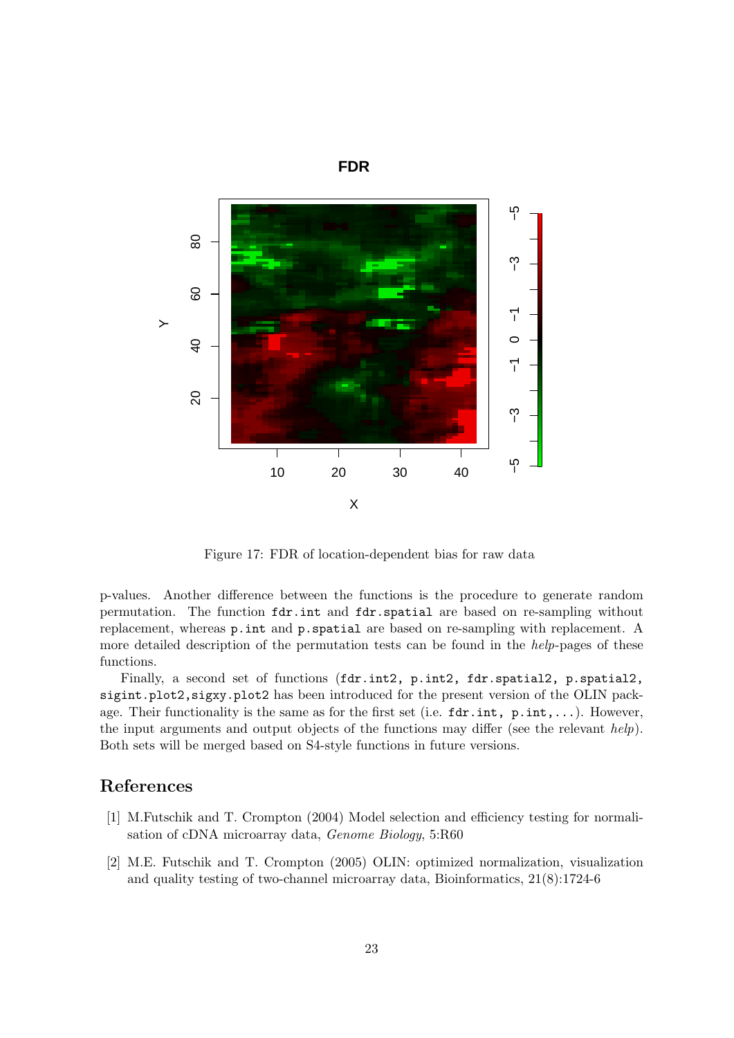Figure 17: FDR of location-dependent bias for raw data

p-values. Another difference between the functions is the procedure to generate random permutation. The function `fdr.int` and `fdr.spatial` are based on re-sampling without replacement, whereas `p.int` and `p.spatial` are based on re-sampling with replacement. A more detailed description of the permutation tests can be found in the *help*-pages of these functions.

Finally, a second set of functions (`fdr.int2, p.int2, fdr.spatial2, p.spatial2, sigint.plot2,sigxy.plot2` has been introduced for the present version of the OLIN package. Their functionality is the same as for the first set (i.e. `fdr.int, p.int,...`). However, the input arguments and output objects of the functions may differ (see the relevant *help*). Both sets will be merged based on S4-style functions in future versions.

## References

[1] M.Futschik and T. Crompton (2004) Model selection and efficiency testing for normalisation of cDNA microarray data, *Genome Biology*, 5:R60

[2] M.E. Futschik and T. Crompton (2005) OLIN: optimized normalization, visualization and quality testing of two-channel microarray data, Bioinformatics, 21(8):1724-6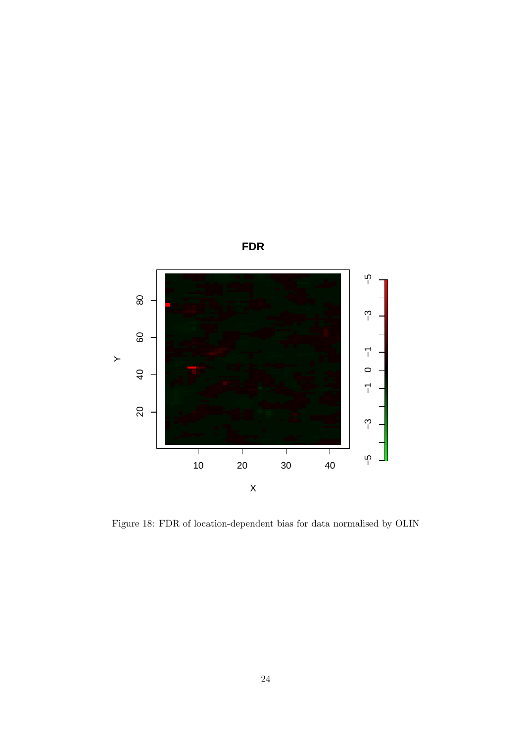Figure 18: FDR of location-dependent bias for data normalised by OLIN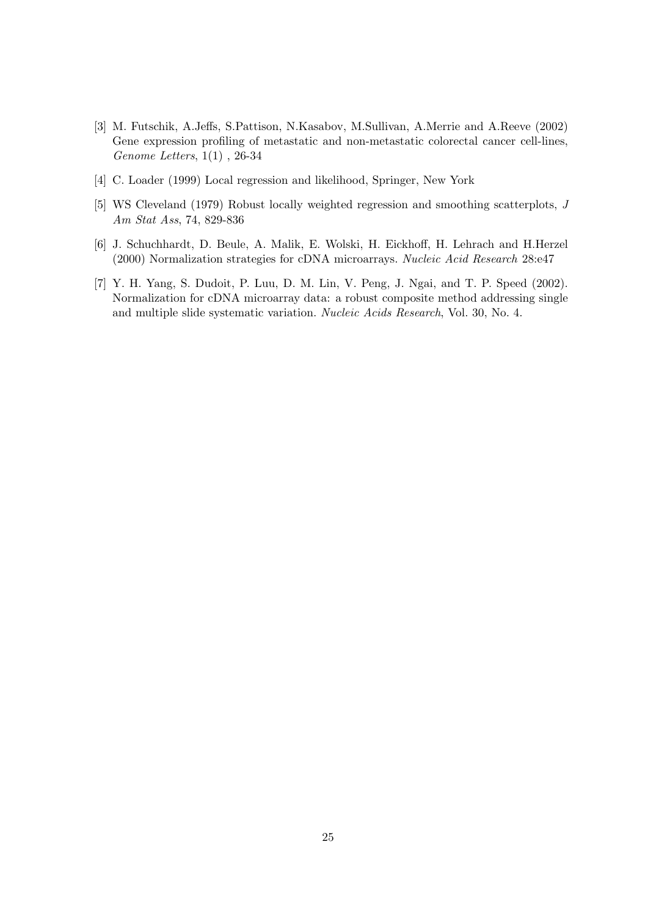[3] M. Futschik, A.Jeffs, S.Pattison, N.Kasabov, M.Sullivan, A.Merrie and A.Reeve (2002) Gene expression profiling of metastatic and non-metastatic colorectal cancer cell-lines, *Genome Letters*, 1(1) , 26-34

[4] C. Loader (1999) Local regression and likelihood, Springer, New York

[5] WS Cleveland (1979) Robust locally weighted regression and smoothing scatterplots, *J Am Stat Ass*, 74, 829-836

[6] J. Schuchhardt, D. Beule, A. Malik, E. Wolski, H. Eickhoff, H. Lehrach and H.Herzel (2000) Normalization strategies for cDNA microarrays. *Nucleic Acid Research* 28:e47

[7] Y. H. Yang, S. Dudoit, P. Luu, D. M. Lin, V. Peng, J. Ngai, and T. P. Speed (2002). Normalization for cDNA microarray data: a robust composite method addressing single and multiple slide systematic variation. *Nucleic Acids Research*, Vol. 30, No. 4.